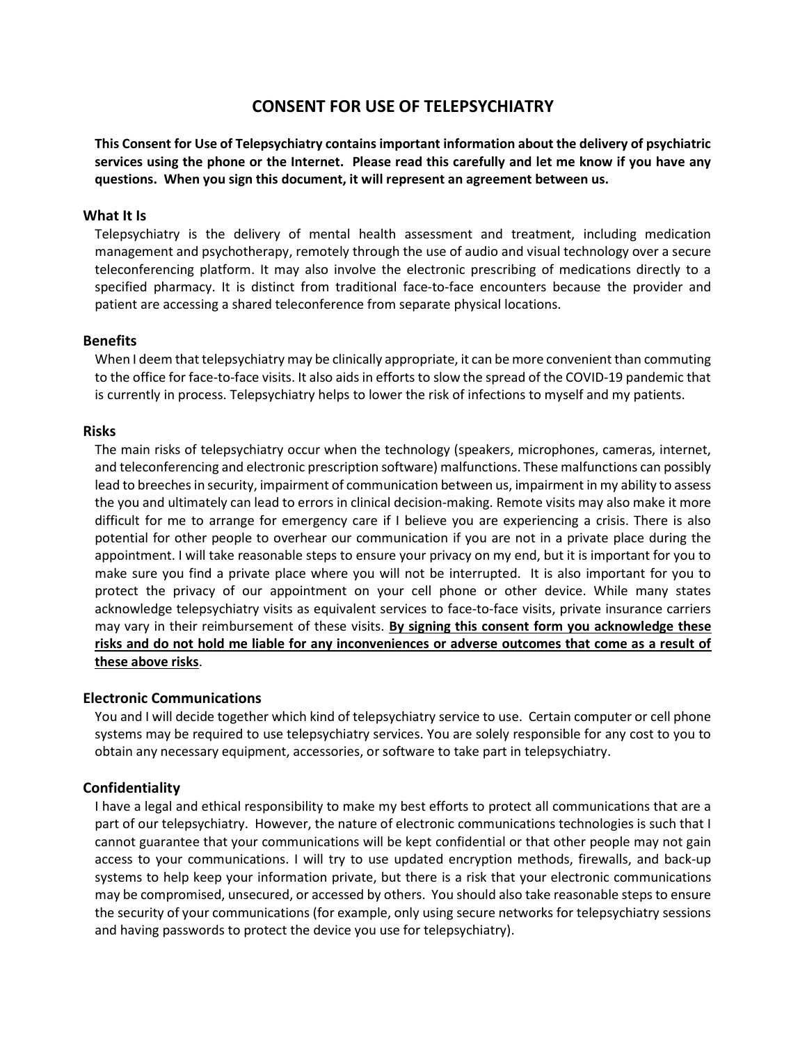# CONSENT FOR USE OF TELEPSYCHIATRY

**This Consent for Use of Telepsychiatry contains important information about the delivery of psychiatric services using the phone or the Internet. Please read this carefully and let me know if you have any questions. When you sign this document, it will represent an agreement between us.**

## What It Is

Telepsychiatry is the delivery of mental health assessment and treatment, including medication management and psychotherapy, remotely through the use of audio and visual technology over a secure teleconferencing platform. It may also involve the electronic prescribing of medications directly to a specified pharmacy. It is distinct from traditional face-to-face encounters because the provider and patient are accessing a shared teleconference from separate physical locations.

## Benefits

When I deem that telepsychiatry may be clinically appropriate, it can be more convenient than commuting to the office for face-to-face visits. It also aids in efforts to slow the spread of the COVID-19 pandemic that is currently in process. Telepsychiatry helps to lower the risk of infections to myself and my patients.

## Risks

The main risks of telepsychiatry occur when the technology (speakers, microphones, cameras, internet, and teleconferencing and electronic prescription software) malfunctions. These malfunctions can possibly lead to breeches in security, impairment of communication between us, impairment in my ability to assess the you and ultimately can lead to errors in clinical decision-making. Remote visits may also make it more difficult for me to arrange for emergency care if I believe you are experiencing a crisis. There is also potential for other people to overhear our communication if you are not in a private place during the appointment. I will take reasonable steps to ensure your privacy on my end, but it is important for you to make sure you find a private place where you will not be interrupted. It is also important for you to protect the privacy of our appointment on your cell phone or other device. While many states acknowledge telepsychiatry visits as equivalent services to face-to-face visits, private insurance carriers may vary in their reimbursement of these visits. **By signing this consent form you acknowledge these risks and do not hold me liable for any inconveniences or adverse outcomes that come as a result of these above risks**.

## Electronic Communications

You and I will decide together which kind of telepsychiatry service to use. Certain computer or cell phone systems may be required to use telepsychiatry services. You are solely responsible for any cost to you to obtain any necessary equipment, accessories, or software to take part in telepsychiatry.

## Confidentiality

I have a legal and ethical responsibility to make my best efforts to protect all communications that are a part of our telepsychiatry. However, the nature of electronic communications technologies is such that I cannot guarantee that your communications will be kept confidential or that other people may not gain access to your communications. I will try to use updated encryption methods, firewalls, and back-up systems to help keep your information private, but there is a risk that your electronic communications may be compromised, unsecured, or accessed by others. You should also take reasonable steps to ensure the security of your communications (for example, only using secure networks for telepsychiatry sessions and having passwords to protect the device you use for telepsychiatry).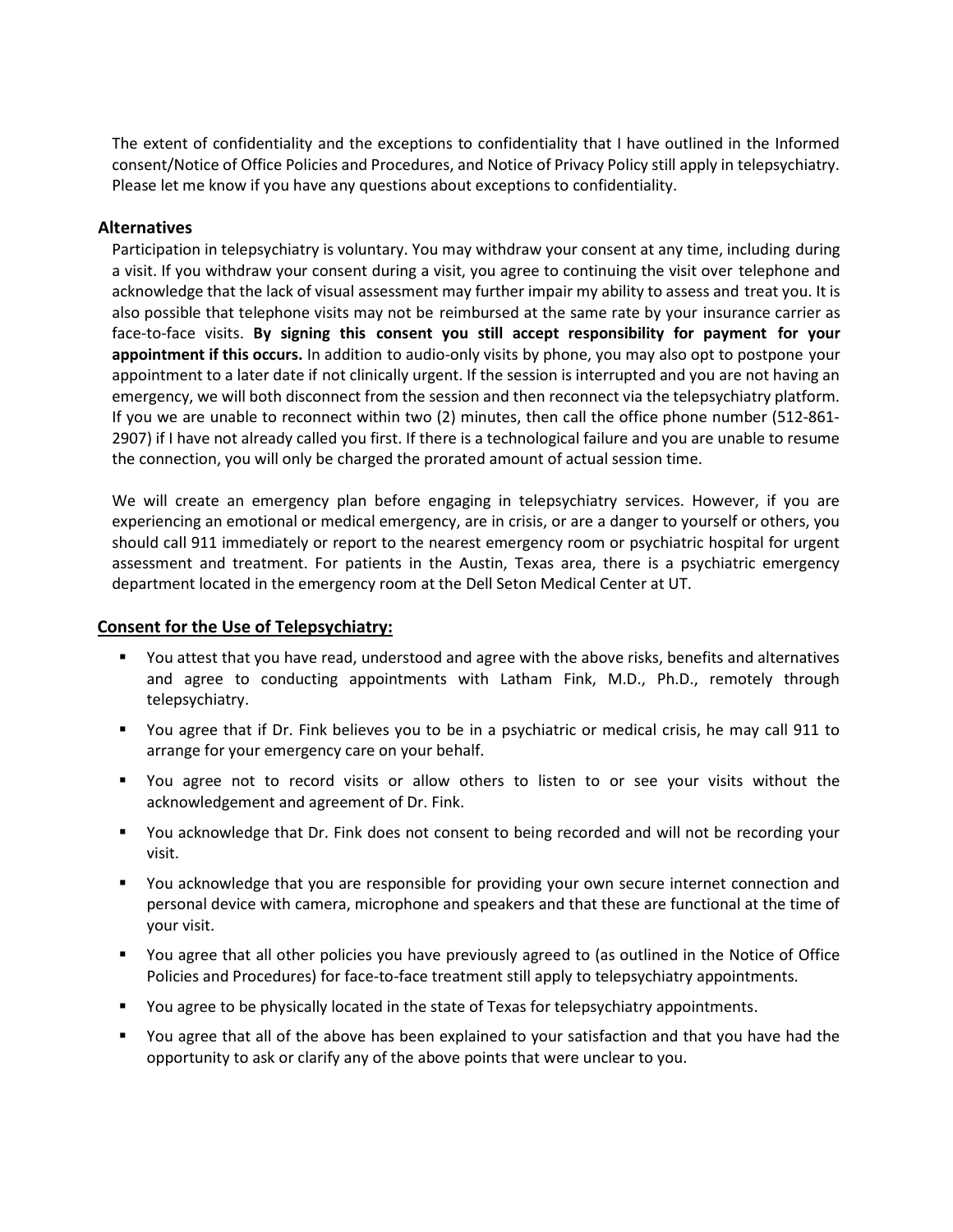The extent of confidentiality and the exceptions to confidentiality that I have outlined in the Informed consent/Notice of Office Policies and Procedures, and Notice of Privacy Policy still apply in telepsychiatry. Please let me know if you have any questions about exceptions to confidentiality.

## Alternatives

Participation in telepsychiatry is voluntary. You may withdraw your consent at any time, including during a visit. If you withdraw your consent during a visit, you agree to continuing the visit over telephone and acknowledge that the lack of visual assessment may further impair my ability to assess and treat you. It is also possible that telephone visits may not be reimbursed at the same rate by your insurance carrier as face-to-face visits. **By signing this consent you still accept responsibility for payment for your appointment if this occurs.** In addition to audio-only visits by phone, you may also opt to postpone your appointment to a later date if not clinically urgent. If the session is interrupted and you are not having an emergency, we will both disconnect from the session and then reconnect via the telepsychiatry platform. If you we are unable to reconnect within two (2) minutes, then call the office phone number (512-861-2907) if I have not already called you first. If there is a technological failure and you are unable to resume the connection, you will only be charged the prorated amount of actual session time.

We will create an emergency plan before engaging in telepsychiatry services. However, if you are experiencing an emotional or medical emergency, are in crisis, or are a danger to yourself or others, you should call 911 immediately or report to the nearest emergency room or psychiatric hospital for urgent assessment and treatment. For patients in the Austin, Texas area, there is a psychiatric emergency department located in the emergency room at the Dell Seton Medical Center at UT.

## Consent for the Use of Telepsychiatry:

- You attest that you have read, understood and agree with the above risks, benefits and alternatives and agree to conducting appointments with Latham Fink, M.D., Ph.D., remotely through telepsychiatry.
- You agree that if Dr. Fink believes you to be in a psychiatric or medical crisis, he may call 911 to arrange for your emergency care on your behalf.
- You agree not to record visits or allow others to listen to or see your visits without the acknowledgement and agreement of Dr. Fink.
- You acknowledge that Dr. Fink does not consent to being recorded and will not be recording your visit.
- You acknowledge that you are responsible for providing your own secure internet connection and personal device with camera, microphone and speakers and that these are functional at the time of your visit.
- You agree that all other policies you have previously agreed to (as outlined in the Notice of Office Policies and Procedures) for face-to-face treatment still apply to telepsychiatry appointments.
- You agree to be physically located in the state of Texas for telepsychiatry appointments.
- You agree that all of the above has been explained to your satisfaction and that you have had the opportunity to ask or clarify any of the above points that were unclear to you.